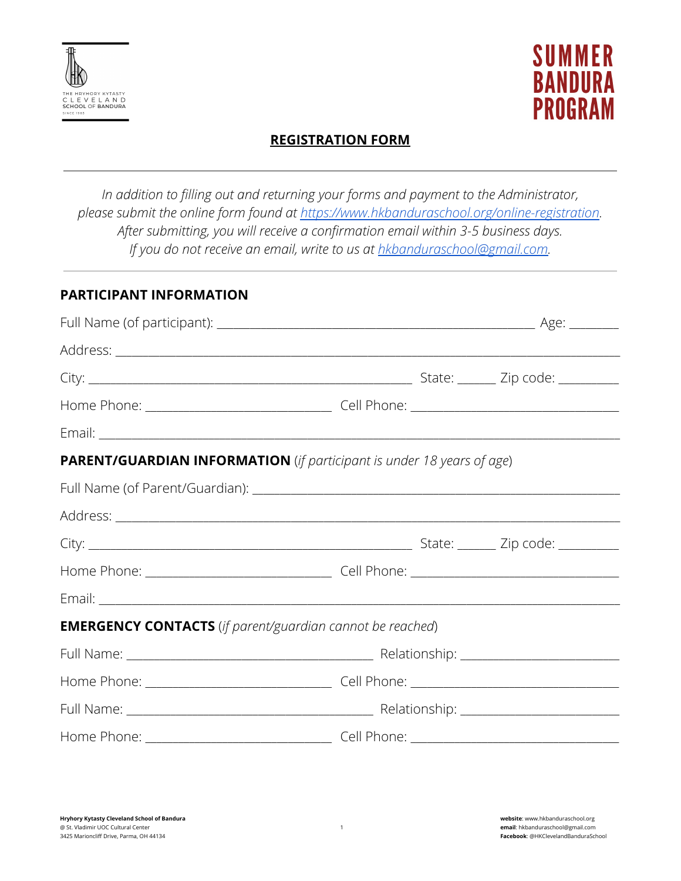THE HRYHORY KYTASTY CLEVELAND SCHOOL OF BANDURA SINCE 1985

# SUMMER BANDURA PROGRAM

## REGISTRATION FORM

---

*In addition to filling out and returning your forms and payment to the Administrator, please submit the online form found at [https://www.hkbanduraschool.org/online-registration](https://www.hkbanduraschool.org/online-registration). After submitting, you will receive a confirmation email within 3-5 business days. If you do not receive an email, write to us at [hkbanduraschool@gmail.com](mailto:hkbanduraschool@gmail.com).*

---

### PARTICIPANT INFORMATION

Full Name (of participant): ______________________________________________ Age: _______

Address: ________________________________________________________________________

City: _____________________________________________ State: _____ Zip code: ________

Home Phone: __________________________ Cell Phone: ______________________________

Email: __________________________________________________________________________

### PARENT/GUARDIAN INFORMATION (*if participant is under 18 years of age*)

Full Name (of Parent/Guardian): ____________________________________________________

Address: ________________________________________________________________________

City: _____________________________________________ State: _____ Zip code: ________

Home Phone: __________________________ Cell Phone: ______________________________

Email: __________________________________________________________________________

### EMERGENCY CONTACTS (*if parent/guardian cannot be reached*)

Full Name: __________________________________ Relationship: ______________________

Home Phone: __________________________ Cell Phone: ______________________________

Full Name: __________________________________ Relationship: ______________________

Home Phone: __________________________ Cell Phone: ______________________________

**Hryhory Kytasty Cleveland School of Bandura**
@ St. Vladimir UOC Cultural Center
3425 Marioncliff Drive, Parma, OH 44134

**website**: www.hkbanduraschool.org
**email**: hkbanduraschool@gmail.com
**Facebook**: @HKClevelandBanduraSchool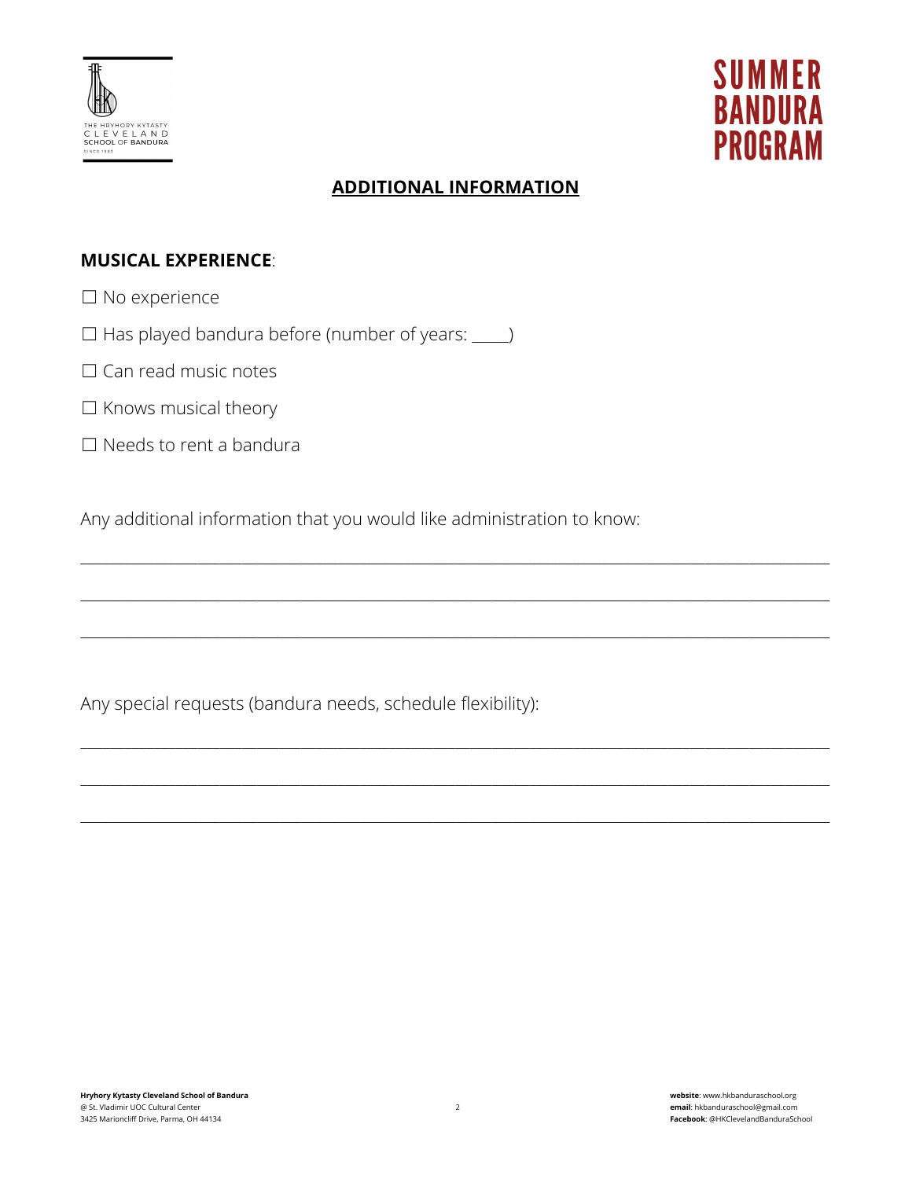# SUMMER BANDURA PROGRAM

## ADDITIONAL INFORMATION

**MUSICAL EXPERIENCE**:

☐ No experience

☐ Has played bandura before (number of years: _____)

☐ Can read music notes

☐ Knows musical theory

☐ Needs to rent a bandura

Any additional information that you would like administration to know:

_______________________________________________________________________________

_______________________________________________________________________________

_______________________________________________________________________________

Any special requests (bandura needs, schedule flexibility):

_______________________________________________________________________________

_______________________________________________________________________________

_______________________________________________________________________________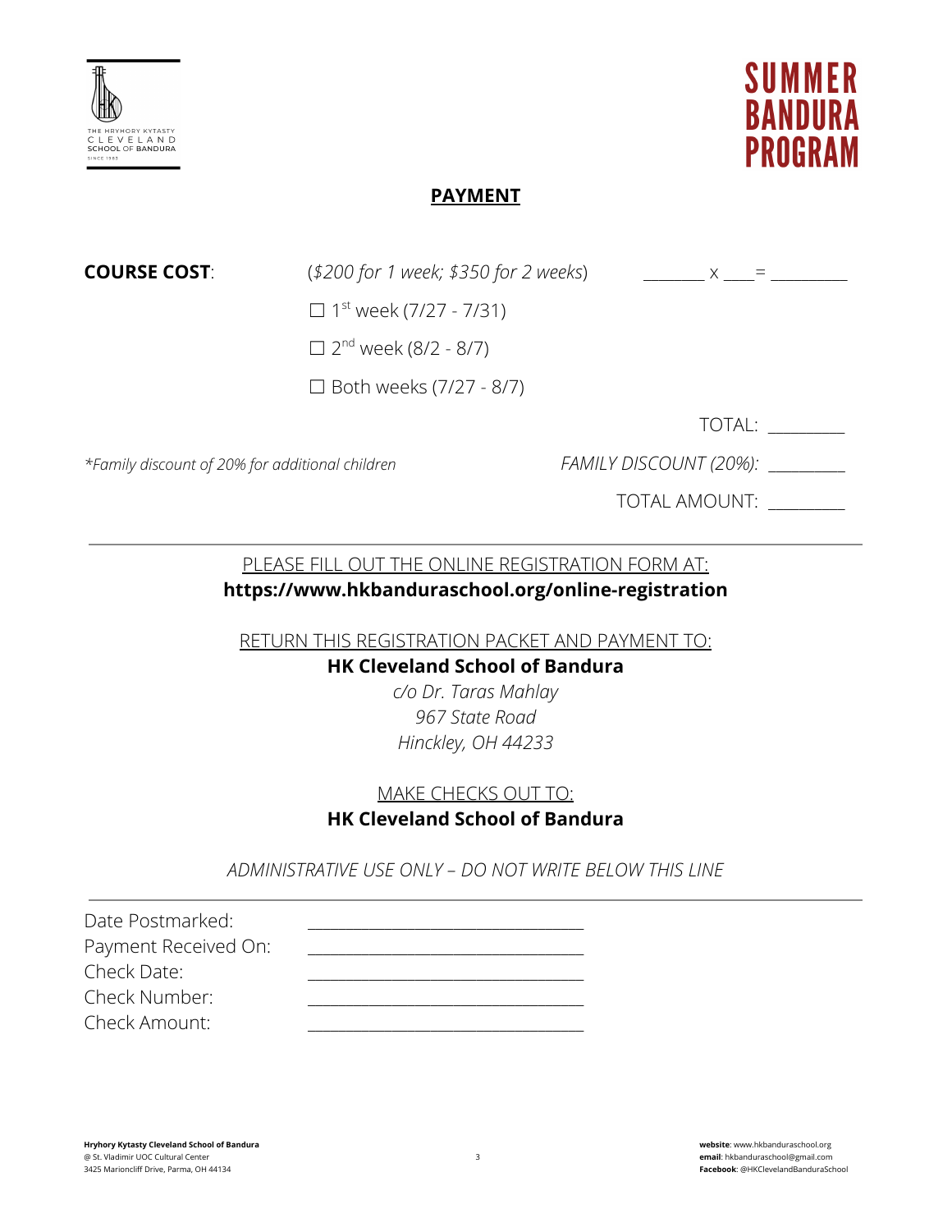**SUMMER BANDURA PROGRAM**

## PAYMENT

**COURSE COST**: (*$200 for 1 week; $350 for 2 weeks*) _______ x ____= _________

☐ 1st week (7/27 - 7/31)

☐ 2nd week (8/2 - 8/7)

☐ Both weeks (7/27 - 8/7)

TOTAL: _________

*\*Family discount of 20% for additional children*

*FAMILY DISCOUNT (20%):* _________

TOTAL AMOUNT: _________

---

PLEASE FILL OUT THE ONLINE REGISTRATION FORM AT:
**https://www.hkbanduraschool.org/online-registration**

RETURN THIS REGISTRATION PACKET AND PAYMENT TO:
**HK Cleveland School of Bandura**
*c/o Dr. Taras Mahlay*
*967 State Road*
*Hinckley, OH 44233*

MAKE CHECKS OUT TO:
**HK Cleveland School of Bandura**

*ADMINISTRATIVE USE ONLY – DO NOT WRITE BELOW THIS LINE*

---

Date Postmarked: ______________________________
Payment Received On: ______________________________
Check Date: ______________________________
Check Number: ______________________________
Check Amount: ______________________________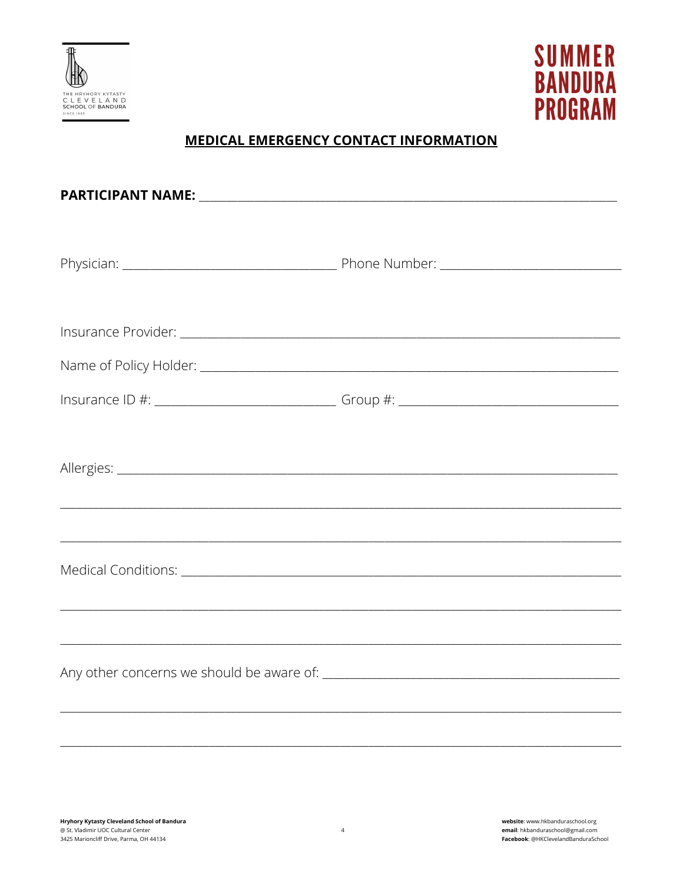SUMMER BANDURA PROGRAM

## MEDICAL EMERGENCY CONTACT INFORMATION

**PARTICIPANT NAME:** ___________________________________________

Physician: ______________________ Phone Number: ______________________

Insurance Provider: ___________________________________________

Name of Policy Holder: ___________________________________________

Insurance ID #: ______________________ Group #: ______________________

Allergies: ___________________________________________

___________________________________________

___________________________________________

Medical Conditions: ___________________________________________

___________________________________________

___________________________________________

Any other concerns we should be aware of: ______________________________

___________________________________________

___________________________________________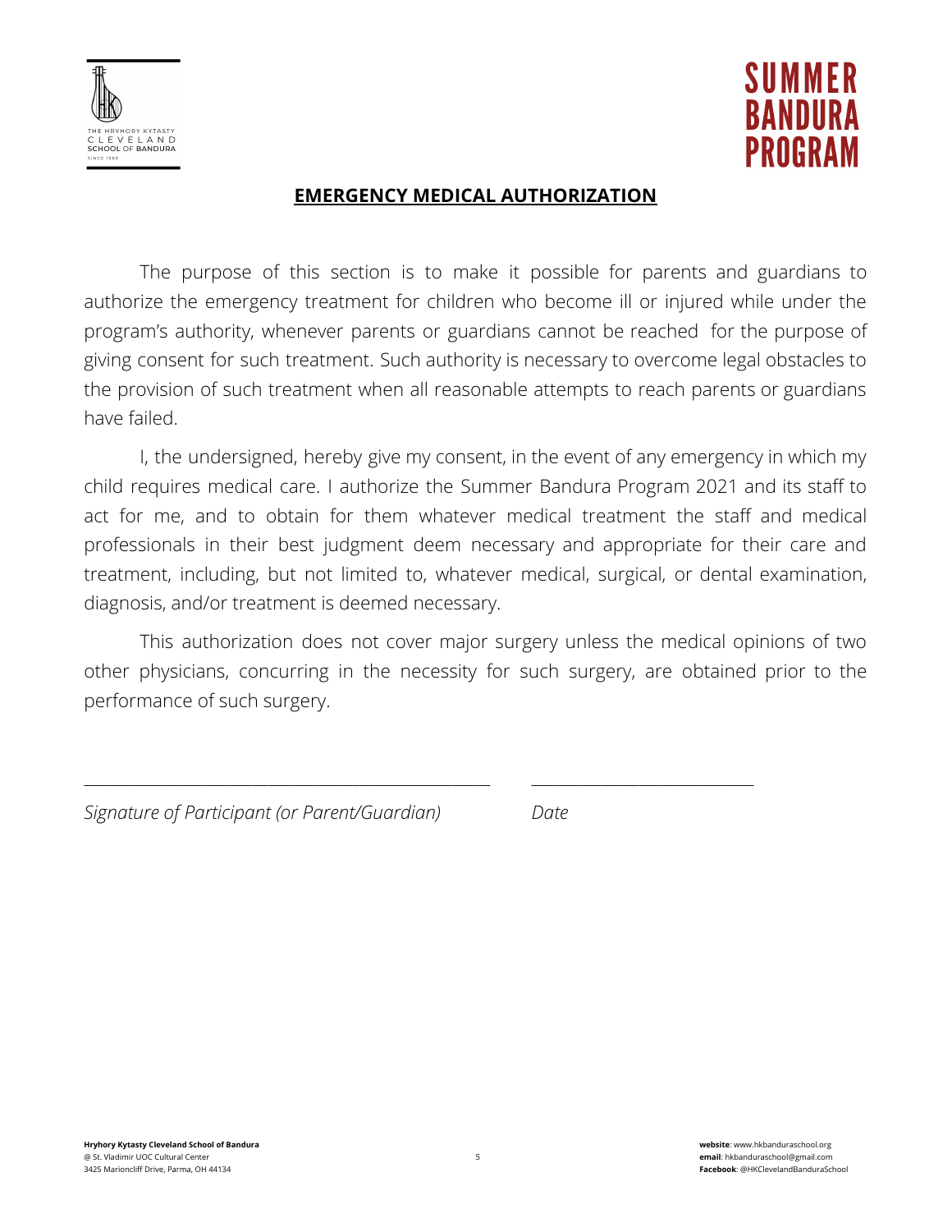# EMERGENCY MEDICAL AUTHORIZATION

The purpose of this section is to make it possible for parents and guardians to authorize the emergency treatment for children who become ill or injured while under the program's authority, whenever parents or guardians cannot be reached for the purpose of giving consent for such treatment. Such authority is necessary to overcome legal obstacles to the provision of such treatment when all reasonable attempts to reach parents or guardians have failed.

I, the undersigned, hereby give my consent, in the event of any emergency in which my child requires medical care. I authorize the Summer Bandura Program 2021 and its staff to act for me, and to obtain for them whatever medical treatment the staff and medical professionals in their best judgment deem necessary and appropriate for their care and treatment, including, but not limited to, whatever medical, surgical, or dental examination, diagnosis, and/or treatment is deemed necessary.

This authorization does not cover major surgery unless the medical opinions of two other physicians, concurring in the necessity for such surgery, are obtained prior to the performance of such surgery.

_________________________________________ _______________________

*Signature of Participant (or Parent/Guardian)* *Date*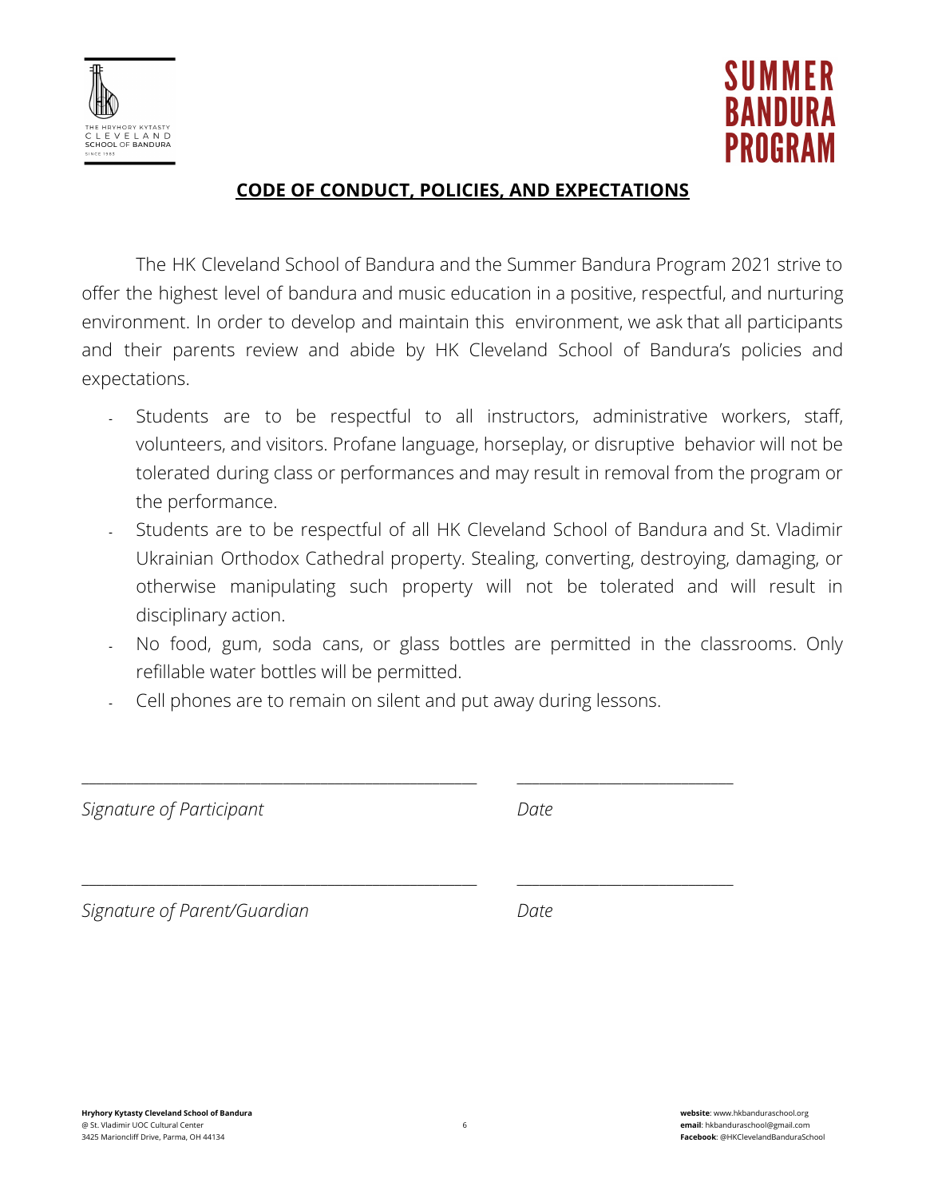THE HRYHORY KYTASTY
CLEVELAND
SCHOOL OF BANDURA
SINCE 1985

SUMMER BANDURA PROGRAM

## CODE OF CONDUCT, POLICIES, AND EXPECTATIONS

The HK Cleveland School of Bandura and the Summer Bandura Program 2021 strive to offer the highest level of bandura and music education in a positive, respectful, and nurturing environment. In order to develop and maintain this environment, we ask that all participants and their parents review and abide by HK Cleveland School of Bandura's policies and expectations.

- Students are to be respectful to all instructors, administrative workers, staff, volunteers, and visitors. Profane language, horseplay, or disruptive behavior will not be tolerated during class or performances and may result in removal from the program or the performance.
- Students are to be respectful of all HK Cleveland School of Bandura and St. Vladimir Ukrainian Orthodox Cathedral property. Stealing, converting, destroying, damaging, or otherwise manipulating such property will not be tolerated and will result in disciplinary action.
- No food, gum, soda cans, or glass bottles are permitted in the classrooms. Only refillable water bottles will be permitted.
- Cell phones are to remain on silent and put away during lessons.

_______________________________________ _____________________

*Signature of Participant* *Date*

_______________________________________ _____________________

*Signature of Parent/Guardian* *Date*

**Hryhory Kytasty Cleveland School of Bandura**
@ St. Vladimir UOC Cultural Center
3425 Marioncliff Drive, Parma, OH 44134

**website**: www.hkbanduraschool.org
**email**: hkbanduraschool@gmail.com
**Facebook**: @HKClevelandBanduraSchool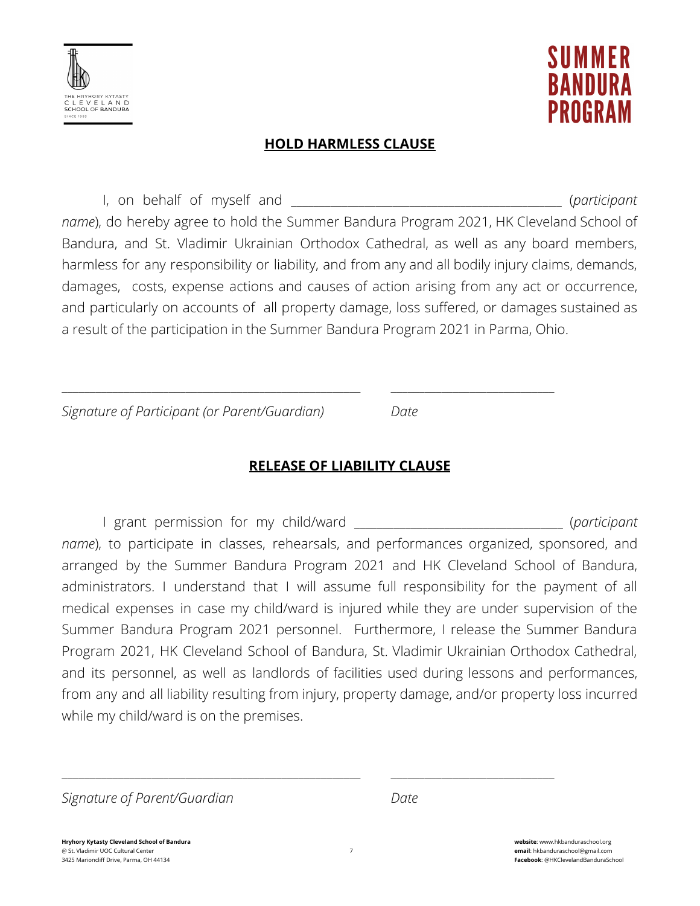SUMMER BANDURA PROGRAM

## HOLD HARMLESS CLAUSE

I, on behalf of myself and ________________________________________ (*participant name*), do hereby agree to hold the Summer Bandura Program 2021, HK Cleveland School of Bandura, and St. Vladimir Ukrainian Orthodox Cathedral, as well as any board members, harmless for any responsibility or liability, and from any and all bodily injury claims, demands, damages, costs, expense actions and causes of action arising from any act or occurrence, and particularly on accounts of all property damage, loss suffered, or damages sustained as a result of the participation in the Summer Bandura Program 2021 in Parma, Ohio.

______________________________________________ ________________________

*Signature of Participant (or Parent/Guardian)* *Date*

## RELEASE OF LIABILITY CLAUSE

I grant permission for my child/ward ______________________________ (*participant name*), to participate in classes, rehearsals, and performances organized, sponsored, and arranged by the Summer Bandura Program 2021 and HK Cleveland School of Bandura, administrators. I understand that I will assume full responsibility for the payment of all medical expenses in case my child/ward is injured while they are under supervision of the Summer Bandura Program 2021 personnel. Furthermore, I release the Summer Bandura Program 2021, HK Cleveland School of Bandura, St. Vladimir Ukrainian Orthodox Cathedral, and its personnel, as well as landlords of facilities used during lessons and performances, from any and all liability resulting from injury, property damage, and/or property loss incurred while my child/ward is on the premises.

______________________________________________ ________________________

*Signature of Parent/Guardian* *Date*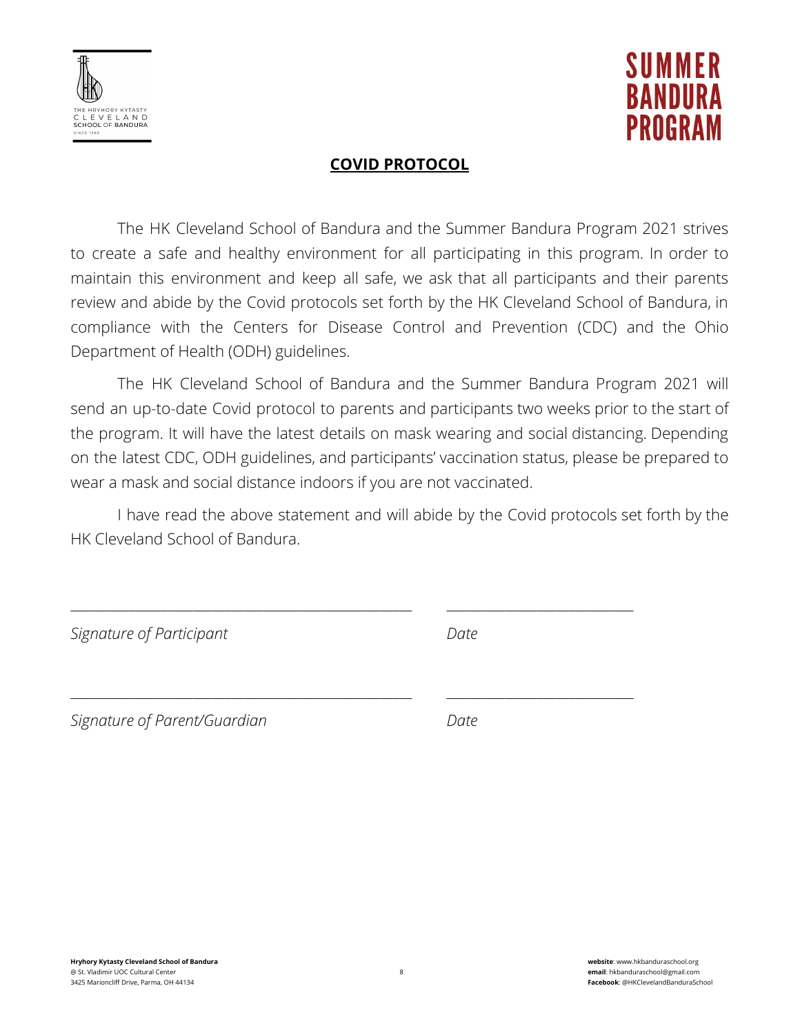THE HRYHORY KYTASTY CLEVELAND SCHOOL OF BANDURA SINCE 1985

**SUMMER BANDURA PROGRAM**

## COVID PROTOCOL

The HK Cleveland School of Bandura and the Summer Bandura Program 2021 strives to create a safe and healthy environment for all participating in this program. In order to maintain this environment and keep all safe, we ask that all participants and their parents review and abide by the Covid protocols set forth by the HK Cleveland School of Bandura, in compliance with the Centers for Disease Control and Prevention (CDC) and the Ohio Department of Health (ODH) guidelines.

The HK Cleveland School of Bandura and the Summer Bandura Program 2021 will send an up-to-date Covid protocol to parents and participants two weeks prior to the start of the program. It will have the latest details on mask wearing and social distancing. Depending on the latest CDC, ODH guidelines, and participants' vaccination status, please be prepared to wear a mask and social distance indoors if you are not vaccinated.

I have read the above statement and will abide by the Covid protocols set forth by the HK Cleveland School of Bandura.

_______________________________________________ __________________________

*Signature of Participant* *Date*

_______________________________________________ __________________________

*Signature of Parent/Guardian* *Date*

**Hryhory Kytasty Cleveland School of Bandura**
@ St. Vladimir UOC Cultural Center
3425 Marioncliff Drive, Parma, OH 44134

**website**: www.hkbanduraschool.org
**email**: hkbanduraschool@gmail.com
**Facebook**: @HKClevelandBanduraSchool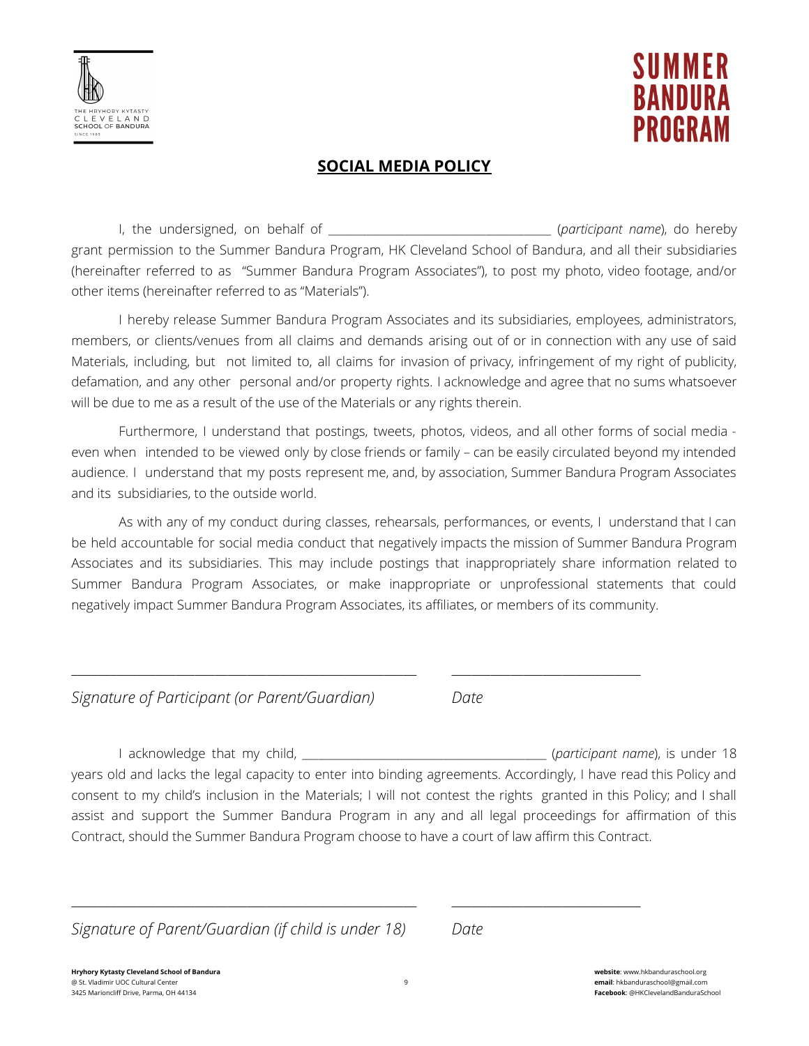# SUMMER BANDURA PROGRAM

## SOCIAL MEDIA POLICY

I, the undersigned, on behalf of ___________________________________ (*participant name*), do hereby grant permission to the Summer Bandura Program, HK Cleveland School of Bandura, and all their subsidiaries (hereinafter referred to as "Summer Bandura Program Associates"), to post my photo, video footage, and/or other items (hereinafter referred to as "Materials").

I hereby release Summer Bandura Program Associates and its subsidiaries, employees, administrators, members, or clients/venues from all claims and demands arising out of or in connection with any use of said Materials, including, but not limited to, all claims for invasion of privacy, infringement of my right of publicity, defamation, and any other personal and/or property rights. I acknowledge and agree that no sums whatsoever will be due to me as a result of the use of the Materials or any rights therein.

Furthermore, I understand that postings, tweets, photos, videos, and all other forms of social media - even when intended to be viewed only by close friends or family – can be easily circulated beyond my intended audience. I understand that my posts represent me, and, by association, Summer Bandura Program Associates and its subsidiaries, to the outside world.

As with any of my conduct during classes, rehearsals, performances, or events, I understand that I can be held accountable for social media conduct that negatively impacts the mission of Summer Bandura Program Associates and its subsidiaries. This may include postings that inappropriately share information related to Summer Bandura Program Associates, or make inappropriate or unprofessional statements that could negatively impact Summer Bandura Program Associates, its affiliates, or members of its community.

_____________________________________________ _________________________

*Signature of Participant (or Parent/Guardian)* *Date*

I acknowledge that my child, ______________________________________ (*participant name*), is under 18 years old and lacks the legal capacity to enter into binding agreements. Accordingly, I have read this Policy and consent to my child's inclusion in the Materials; I will not contest the rights granted in this Policy; and I shall assist and support the Summer Bandura Program in any and all legal proceedings for affirmation of this Contract, should the Summer Bandura Program choose to have a court of law affirm this Contract.

_____________________________________________ _________________________

*Signature of Parent/Guardian (if child is under 18)* *Date*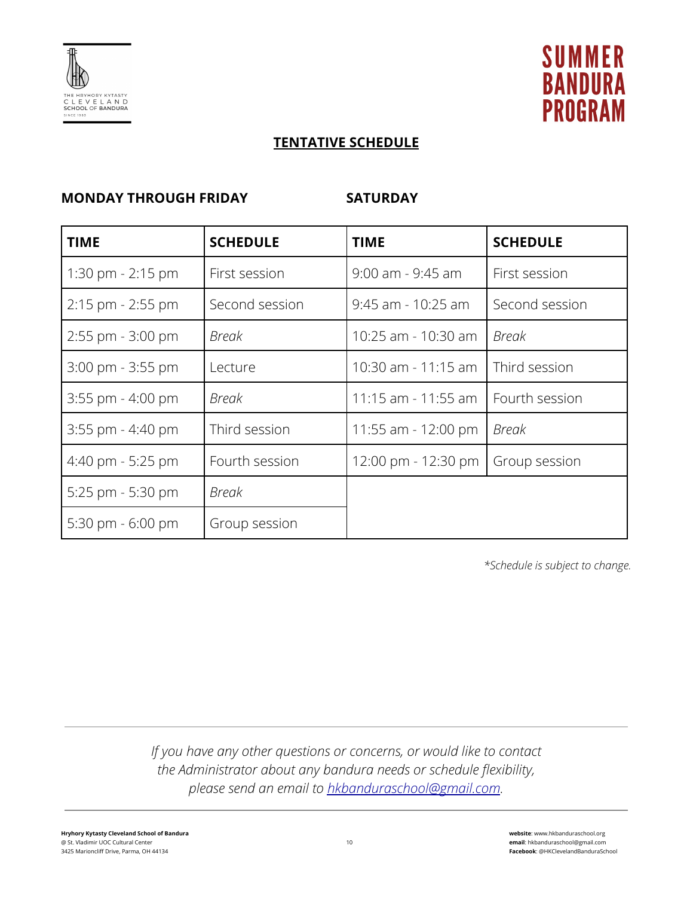SUMMER BANDURA PROGRAM

## TENTATIVE SCHEDULE

**MONDAY THROUGH FRIDAY** **SATURDAY**

| TIME | SCHEDULE | TIME | SCHEDULE |
|---|---|---|---|
| 1:30 pm - 2:15 pm | First session | 9:00 am - 9:45 am | First session |
| 2:15 pm - 2:55 pm | Second session | 9:45 am - 10:25 am | Second session |
| 2:55 pm - 3:00 pm | *Break* | 10:25 am - 10:30 am | *Break* |
| 3:00 pm - 3:55 pm | Lecture | 10:30 am - 11:15 am | Third session |
| 3:55 pm - 4:00 pm | *Break* | 11:15 am - 11:55 am | Fourth session |
| 3:55 pm - 4:40 pm | Third session | 11:55 am - 12:00 pm | *Break* |
| 4:40 pm - 5:25 pm | Fourth session | 12:00 pm - 12:30 pm | Group session |
| 5:25 pm - 5:30 pm | *Break* | | |
| 5:30 pm - 6:00 pm | Group session | | |

*\*Schedule is subject to change.*

*If you have any other questions or concerns, or would like to contact the Administrator about any bandura needs or schedule flexibility, please send an email to [hkbanduraschool@gmail.com](mailto:hkbanduraschool@gmail.com).*